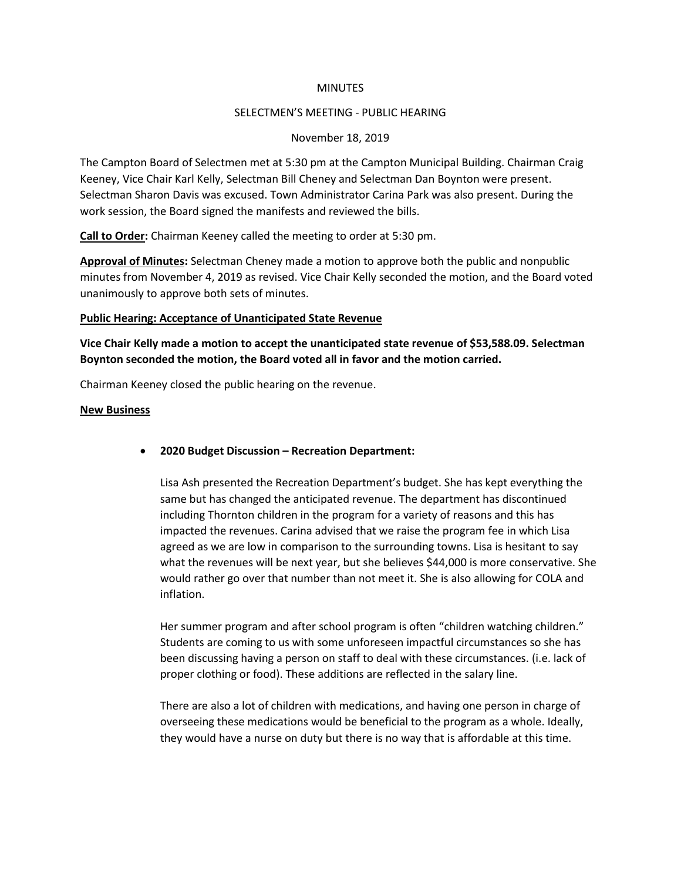MINUTES

SELECTMEN'S MEETING - PUBLIC HEARING

November 18, 2019

The Campton Board of Selectmen met at 5:30 pm at the Campton Municipal Building. Chairman Craig Keeney, Vice Chair Karl Kelly, Selectman Bill Cheney and Selectman Dan Boynton were present. Selectman Sharon Davis was excused. Town Administrator Carina Park was also present. During the work session, the Board signed the manifests and reviewed the bills.

**Call to Order:** Chairman Keeney called the meeting to order at 5:30 pm.

**Approval of Minutes:** Selectman Cheney made a motion to approve both the public and nonpublic minutes from November 4, 2019 as revised. Vice Chair Kelly seconded the motion, and the Board voted unanimously to approve both sets of minutes.

**Public Hearing: Acceptance of Unanticipated State Revenue**

**Vice Chair Kelly made a motion to accept the unanticipated state revenue of $53,588.09. Selectman Boynton seconded the motion, the Board voted all in favor and the motion carried.**

Chairman Keeney closed the public hearing on the revenue.

**New Business**

- **2020 Budget Discussion – Recreation Department:**

  Lisa Ash presented the Recreation Department's budget. She has kept everything the same but has changed the anticipated revenue. The department has discontinued including Thornton children in the program for a variety of reasons and this has impacted the revenues. Carina advised that we raise the program fee in which Lisa agreed as we are low in comparison to the surrounding towns. Lisa is hesitant to say what the revenues will be next year, but she believes $44,000 is more conservative. She would rather go over that number than not meet it. She is also allowing for COLA and inflation.

  Her summer program and after school program is often "children watching children." Students are coming to us with some unforeseen impactful circumstances so she has been discussing having a person on staff to deal with these circumstances. (i.e. lack of proper clothing or food). These additions are reflected in the salary line.

  There are also a lot of children with medications, and having one person in charge of overseeing these medications would be beneficial to the program as a whole. Ideally, they would have a nurse on duty but there is no way that is affordable at this time.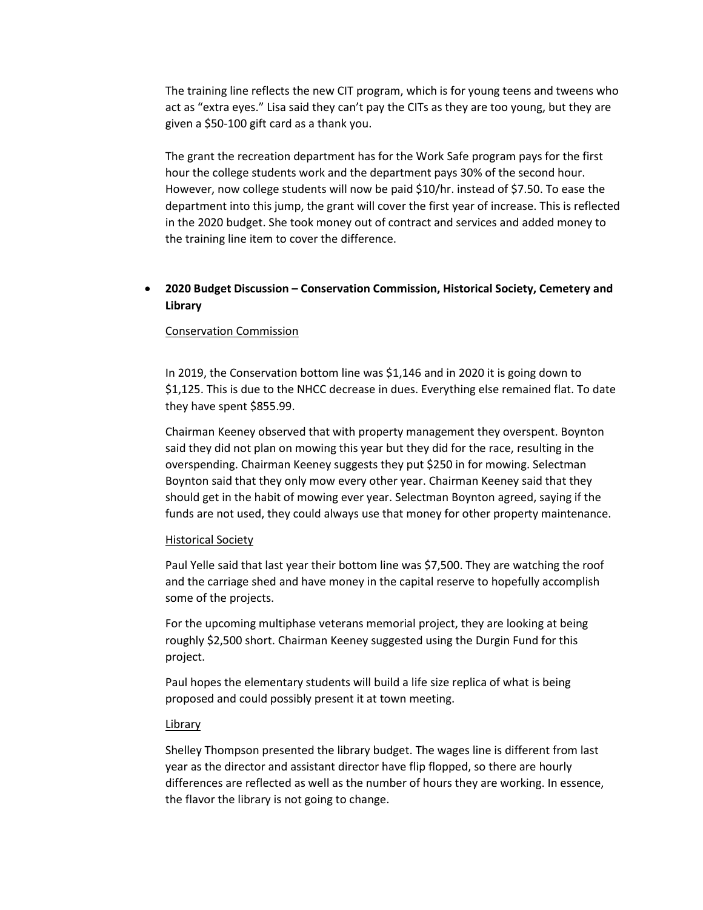The training line reflects the new CIT program, which is for young teens and tweens who act as "extra eyes." Lisa said they can't pay the CITs as they are too young, but they are given a $50-100 gift card as a thank you.

The grant the recreation department has for the Work Safe program pays for the first hour the college students work and the department pays 30% of the second hour. However, now college students will now be paid $10/hr. instead of $7.50. To ease the department into this jump, the grant will cover the first year of increase. This is reflected in the 2020 budget. She took money out of contract and services and added money to the training line item to cover the difference.

- **2020 Budget Discussion – Conservation Commission, Historical Society, Cemetery and Library**

  Conservation Commission

  In 2019, the Conservation bottom line was $1,146 and in 2020 it is going down to $1,125. This is due to the NHCC decrease in dues. Everything else remained flat. To date they have spent $855.99.

  Chairman Keeney observed that with property management they overspent. Boynton said they did not plan on mowing this year but they did for the race, resulting in the overspending. Chairman Keeney suggests they put $250 in for mowing. Selectman Boynton said that they only mow every other year. Chairman Keeney said that they should get in the habit of mowing ever year. Selectman Boynton agreed, saying if the funds are not used, they could always use that money for other property maintenance.

  Historical Society

  Paul Yelle said that last year their bottom line was $7,500. They are watching the roof and the carriage shed and have money in the capital reserve to hopefully accomplish some of the projects.

  For the upcoming multiphase veterans memorial project, they are looking at being roughly $2,500 short. Chairman Keeney suggested using the Durgin Fund for this project.

  Paul hopes the elementary students will build a life size replica of what is being proposed and could possibly present it at town meeting.

  Library

  Shelley Thompson presented the library budget. The wages line is different from last year as the director and assistant director have flip flopped, so there are hourly differences are reflected as well as the number of hours they are working. In essence, the flavor the library is not going to change.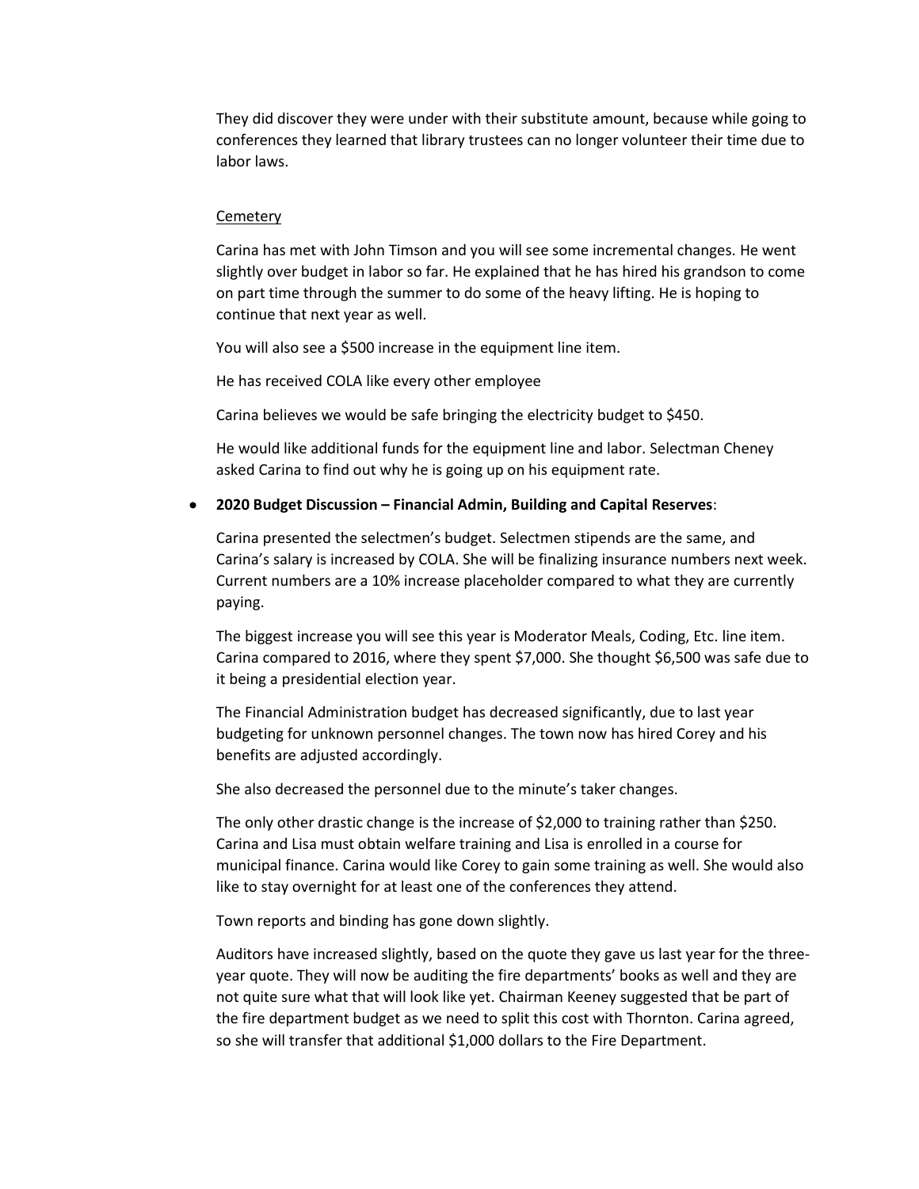They did discover they were under with their substitute amount, because while going to conferences they learned that library trustees can no longer volunteer their time due to labor laws.

<u>Cemetery</u>

Carina has met with John Timson and you will see some incremental changes. He went slightly over budget in labor so far. He explained that he has hired his grandson to come on part time through the summer to do some of the heavy lifting. He is hoping to continue that next year as well.

You will also see a $500 increase in the equipment line item.

He has received COLA like every other employee

Carina believes we would be safe bringing the electricity budget to $450.

He would like additional funds for the equipment line and labor. Selectman Cheney asked Carina to find out why he is going up on his equipment rate.

- **2020 Budget Discussion – Financial Admin, Building and Capital Reserves**:

  Carina presented the selectmen's budget. Selectmen stipends are the same, and Carina's salary is increased by COLA. She will be finalizing insurance numbers next week. Current numbers are a 10% increase placeholder compared to what they are currently paying.

  The biggest increase you will see this year is Moderator Meals, Coding, Etc. line item. Carina compared to 2016, where they spent $7,000. She thought $6,500 was safe due to it being a presidential election year.

  The Financial Administration budget has decreased significantly, due to last year budgeting for unknown personnel changes. The town now has hired Corey and his benefits are adjusted accordingly.

  She also decreased the personnel due to the minute's taker changes.

  The only other drastic change is the increase of $2,000 to training rather than $250. Carina and Lisa must obtain welfare training and Lisa is enrolled in a course for municipal finance. Carina would like Corey to gain some training as well. She would also like to stay overnight for at least one of the conferences they attend.

  Town reports and binding has gone down slightly.

  Auditors have increased slightly, based on the quote they gave us last year for the three-year quote. They will now be auditing the fire departments' books as well and they are not quite sure what that will look like yet. Chairman Keeney suggested that be part of the fire department budget as we need to split this cost with Thornton. Carina agreed, so she will transfer that additional $1,000 dollars to the Fire Department.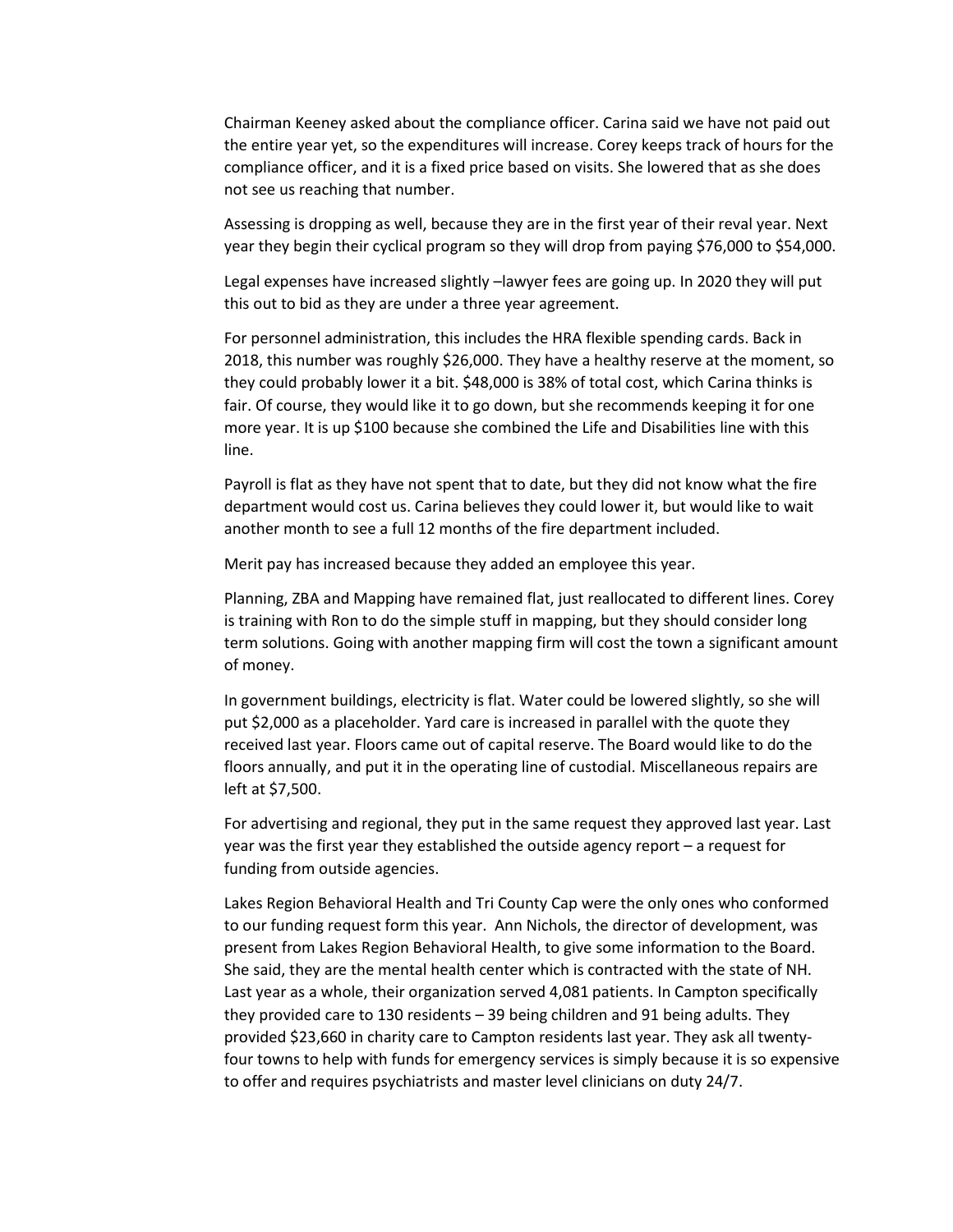Chairman Keeney asked about the compliance officer. Carina said we have not paid out the entire year yet, so the expenditures will increase. Corey keeps track of hours for the compliance officer, and it is a fixed price based on visits. She lowered that as she does not see us reaching that number.

Assessing is dropping as well, because they are in the first year of their reval year. Next year they begin their cyclical program so they will drop from paying $76,000 to $54,000.

Legal expenses have increased slightly –lawyer fees are going up. In 2020 they will put this out to bid as they are under a three year agreement.

For personnel administration, this includes the HRA flexible spending cards. Back in 2018, this number was roughly $26,000. They have a healthy reserve at the moment, so they could probably lower it a bit. $48,000 is 38% of total cost, which Carina thinks is fair. Of course, they would like it to go down, but she recommends keeping it for one more year. It is up $100 because she combined the Life and Disabilities line with this line.

Payroll is flat as they have not spent that to date, but they did not know what the fire department would cost us. Carina believes they could lower it, but would like to wait another month to see a full 12 months of the fire department included.

Merit pay has increased because they added an employee this year.

Planning, ZBA and Mapping have remained flat, just reallocated to different lines. Corey is training with Ron to do the simple stuff in mapping, but they should consider long term solutions. Going with another mapping firm will cost the town a significant amount of money.

In government buildings, electricity is flat. Water could be lowered slightly, so she will put $2,000 as a placeholder. Yard care is increased in parallel with the quote they received last year. Floors came out of capital reserve. The Board would like to do the floors annually, and put it in the operating line of custodial. Miscellaneous repairs are left at $7,500.

For advertising and regional, they put in the same request they approved last year. Last year was the first year they established the outside agency report – a request for funding from outside agencies.

Lakes Region Behavioral Health and Tri County Cap were the only ones who conformed to our funding request form this year. Ann Nichols, the director of development, was present from Lakes Region Behavioral Health, to give some information to the Board. She said, they are the mental health center which is contracted with the state of NH. Last year as a whole, their organization served 4,081 patients. In Campton specifically they provided care to 130 residents – 39 being children and 91 being adults. They provided $23,660 in charity care to Campton residents last year. They ask all twenty-four towns to help with funds for emergency services is simply because it is so expensive to offer and requires psychiatrists and master level clinicians on duty 24/7.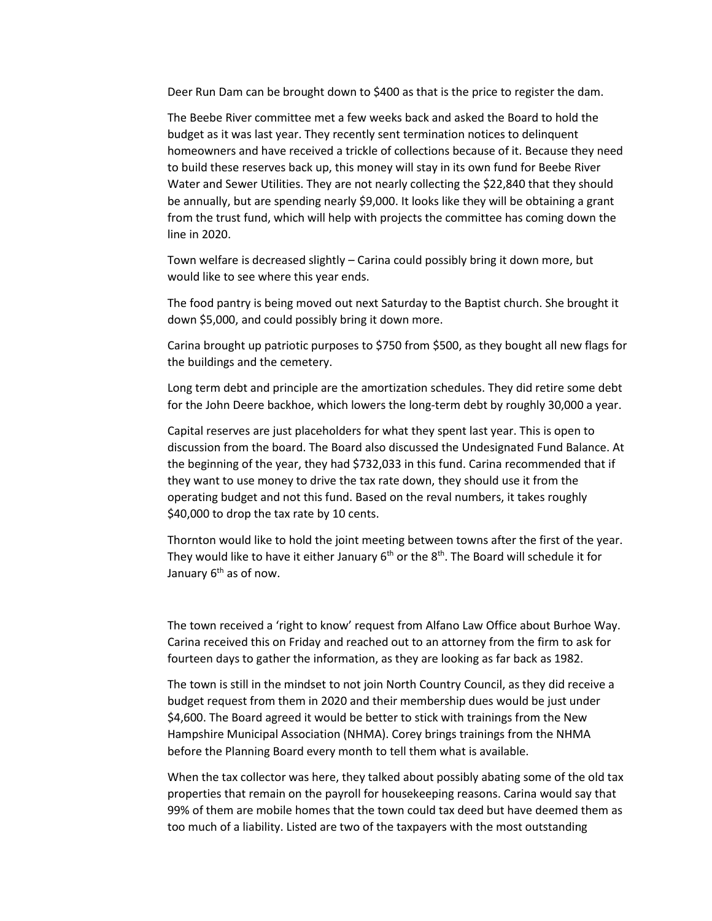Deer Run Dam can be brought down to $400 as that is the price to register the dam.

The Beebe River committee met a few weeks back and asked the Board to hold the budget as it was last year. They recently sent termination notices to delinquent homeowners and have received a trickle of collections because of it. Because they need to build these reserves back up, this money will stay in its own fund for Beebe River Water and Sewer Utilities. They are not nearly collecting the $22,840 that they should be annually, but are spending nearly $9,000. It looks like they will be obtaining a grant from the trust fund, which will help with projects the committee has coming down the line in 2020.

Town welfare is decreased slightly – Carina could possibly bring it down more, but would like to see where this year ends.

The food pantry is being moved out next Saturday to the Baptist church. She brought it down $5,000, and could possibly bring it down more.

Carina brought up patriotic purposes to $750 from $500, as they bought all new flags for the buildings and the cemetery.

Long term debt and principle are the amortization schedules. They did retire some debt for the John Deere backhoe, which lowers the long-term debt by roughly 30,000 a year.

Capital reserves are just placeholders for what they spent last year. This is open to discussion from the board. The Board also discussed the Undesignated Fund Balance. At the beginning of the year, they had $732,033 in this fund. Carina recommended that if they want to use money to drive the tax rate down, they should use it from the operating budget and not this fund. Based on the reval numbers, it takes roughly $40,000 to drop the tax rate by 10 cents.

Thornton would like to hold the joint meeting between towns after the first of the year. They would like to have it either January 6th or the 8th. The Board will schedule it for January 6th as of now.

The town received a 'right to know' request from Alfano Law Office about Burhoe Way. Carina received this on Friday and reached out to an attorney from the firm to ask for fourteen days to gather the information, as they are looking as far back as 1982.

The town is still in the mindset to not join North Country Council, as they did receive a budget request from them in 2020 and their membership dues would be just under $4,600. The Board agreed it would be better to stick with trainings from the New Hampshire Municipal Association (NHMA). Corey brings trainings from the NHMA before the Planning Board every month to tell them what is available.

When the tax collector was here, they talked about possibly abating some of the old tax properties that remain on the payroll for housekeeping reasons. Carina would say that 99% of them are mobile homes that the town could tax deed but have deemed them as too much of a liability. Listed are two of the taxpayers with the most outstanding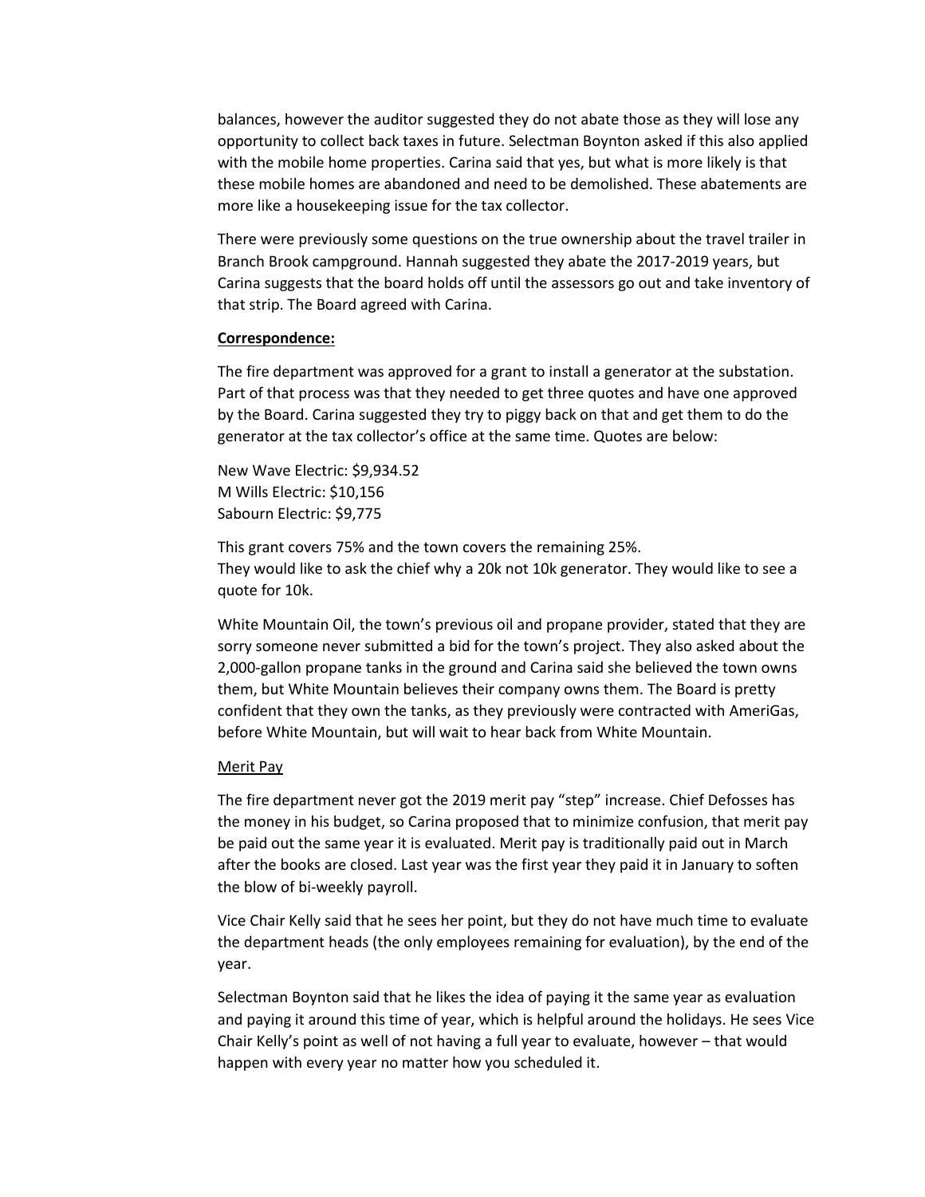balances, however the auditor suggested they do not abate those as they will lose any opportunity to collect back taxes in future. Selectman Boynton asked if this also applied with the mobile home properties. Carina said that yes, but what is more likely is that these mobile homes are abandoned and need to be demolished. These abatements are more like a housekeeping issue for the tax collector.

There were previously some questions on the true ownership about the travel trailer in Branch Brook campground. Hannah suggested they abate the 2017-2019 years, but Carina suggests that the board holds off until the assessors go out and take inventory of that strip. The Board agreed with Carina.

**Correspondence:**

The fire department was approved for a grant to install a generator at the substation. Part of that process was that they needed to get three quotes and have one approved by the Board. Carina suggested they try to piggy back on that and get them to do the generator at the tax collector's office at the same time. Quotes are below:

New Wave Electric: $9,934.52
M Wills Electric: $10,156
Sabourn Electric: $9,775

This grant covers 75% and the town covers the remaining 25%.
They would like to ask the chief why a 20k not 10k generator. They would like to see a quote for 10k.

White Mountain Oil, the town's previous oil and propane provider, stated that they are sorry someone never submitted a bid for the town's project. They also asked about the 2,000-gallon propane tanks in the ground and Carina said she believed the town owns them, but White Mountain believes their company owns them. The Board is pretty confident that they own the tanks, as they previously were contracted with AmeriGas, before White Mountain, but will wait to hear back from White Mountain.

Merit Pay

The fire department never got the 2019 merit pay "step" increase. Chief Defosses has the money in his budget, so Carina proposed that to minimize confusion, that merit pay be paid out the same year it is evaluated. Merit pay is traditionally paid out in March after the books are closed. Last year was the first year they paid it in January to soften the blow of bi-weekly payroll.

Vice Chair Kelly said that he sees her point, but they do not have much time to evaluate the department heads (the only employees remaining for evaluation), by the end of the year.

Selectman Boynton said that he likes the idea of paying it the same year as evaluation and paying it around this time of year, which is helpful around the holidays. He sees Vice Chair Kelly's point as well of not having a full year to evaluate, however – that would happen with every year no matter how you scheduled it.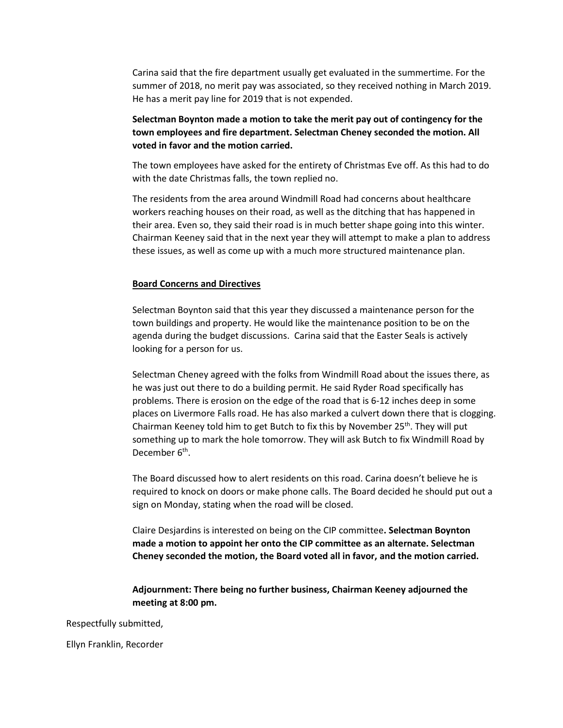Carina said that the fire department usually get evaluated in the summertime. For the summer of 2018, no merit pay was associated, so they received nothing in March 2019. He has a merit pay line for 2019 that is not expended.

**Selectman Boynton made a motion to take the merit pay out of contingency for the town employees and fire department. Selectman Cheney seconded the motion. All voted in favor and the motion carried.**

The town employees have asked for the entirety of Christmas Eve off. As this had to do with the date Christmas falls, the town replied no.

The residents from the area around Windmill Road had concerns about healthcare workers reaching houses on their road, as well as the ditching that has happened in their area. Even so, they said their road is in much better shape going into this winter. Chairman Keeney said that in the next year they will attempt to make a plan to address these issues, as well as come up with a much more structured maintenance plan.

**Board Concerns and Directives**

Selectman Boynton said that this year they discussed a maintenance person for the town buildings and property. He would like the maintenance position to be on the agenda during the budget discussions. Carina said that the Easter Seals is actively looking for a person for us.

Selectman Cheney agreed with the folks from Windmill Road about the issues there, as he was just out there to do a building permit. He said Ryder Road specifically has problems. There is erosion on the edge of the road that is 6-12 inches deep in some places on Livermore Falls road. He has also marked a culvert down there that is clogging. Chairman Keeney told him to get Butch to fix this by November 25th. They will put something up to mark the hole tomorrow. They will ask Butch to fix Windmill Road by December 6th.

The Board discussed how to alert residents on this road. Carina doesn't believe he is required to knock on doors or make phone calls. The Board decided he should put out a sign on Monday, stating when the road will be closed.

Claire Desjardins is interested on being on the CIP committee**. Selectman Boynton made a motion to appoint her onto the CIP committee as an alternate. Selectman Cheney seconded the motion, the Board voted all in favor, and the motion carried.**

**Adjournment: There being no further business, Chairman Keeney adjourned the meeting at 8:00 pm.**

Respectfully submitted,

Ellyn Franklin, Recorder